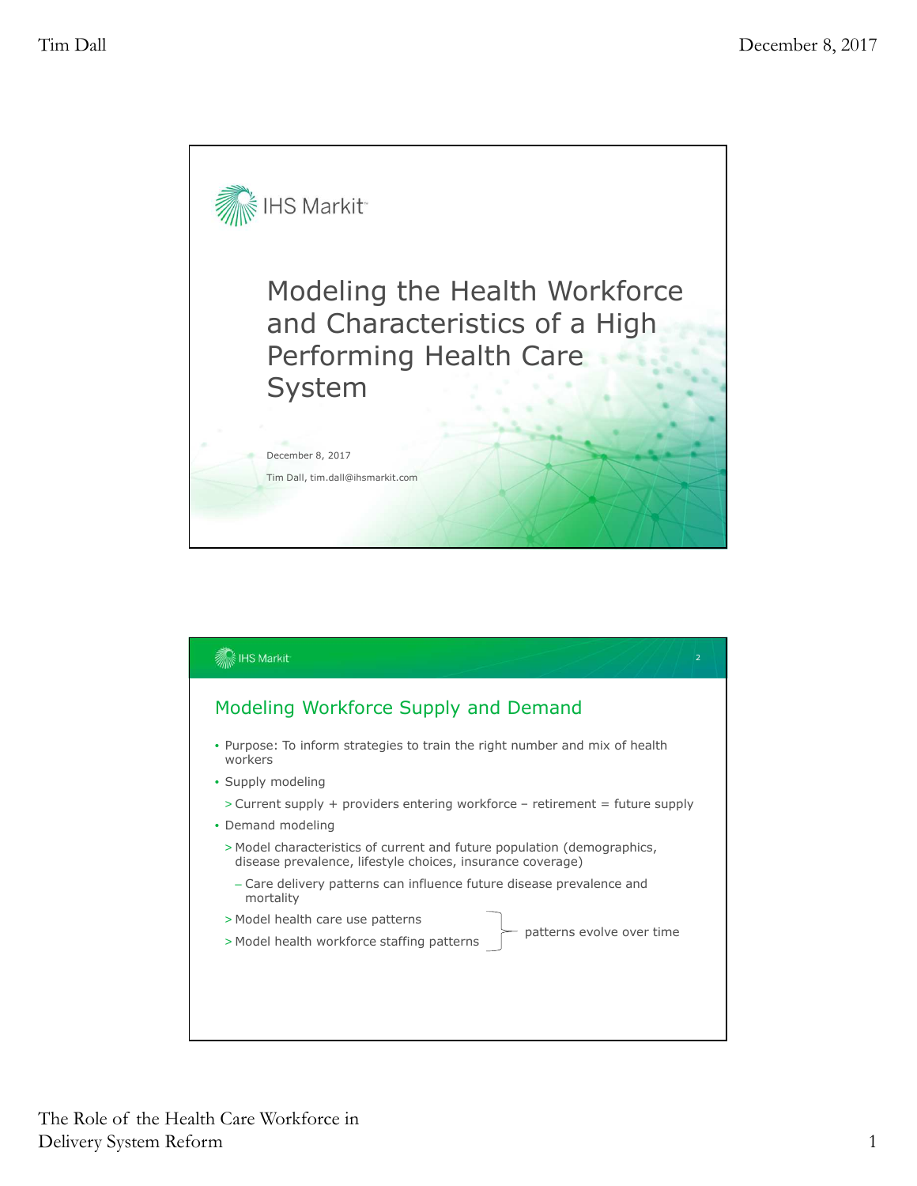# Modeling the Health Workforce and Characteristics of a High Performing Health Care System

December 8, 2017

Tim Dall, tim.dall@ihsmarkit.com

## Modeling Workforce Supply and Demand

- Purpose: To inform strategies to train the right number and mix of health workers
- Supply modeling
  - Current supply + providers entering workforce – retirement = future supply
- Demand modeling
  - Model characteristics of current and future population (demographics, disease prevalence, lifestyle choices, insurance coverage)
    - Care delivery patterns can influence future disease prevalence and mortality
  - Model health care use patterns
  - Model health workforce staffing patterns

  (patterns evolve over time)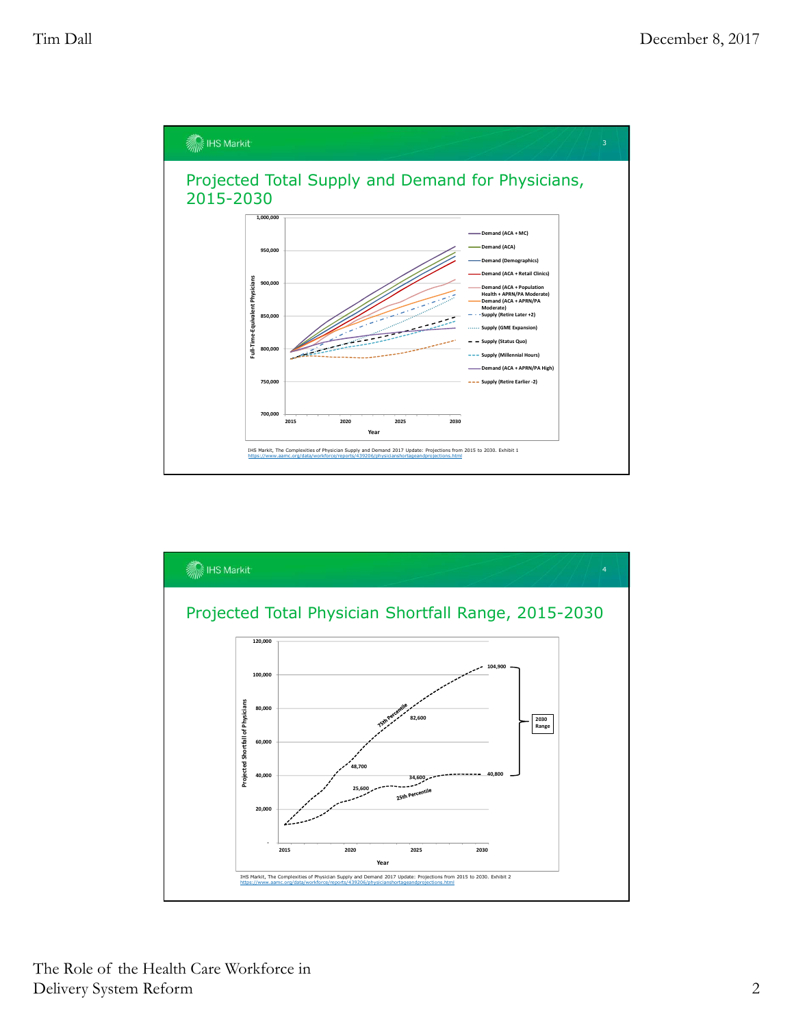## Projected Total Supply and Demand for Physicians, 2015-2030

Full-Time-Equivalent Physicians (y-axis: 700,000 – 1,000,000); Year (x-axis: 2015 – 2030)

Legend:
- Demand (ACA + MC)
- Demand (ACA)
- Demand (Demographics)
- Demand (ACA + Retail Clinics)
- Demand (ACA + Population Health + APRN/PA Moderate)
- Demand (ACA + APRN/PA Moderate)
- Supply (Retire Later +2)
- Supply (GME Expansion)
- Supply (Status Quo)
- Supply (Millennial Hours)
- Demand (ACA + APRN/PA High)
- Supply (Retire Earlier -2)

IHS Markit, The Complexities of Physician Supply and Demand 2017 Update: Projections from 2015 to 2030. Exhibit 1
https://www.aamc.org/data/workforce/reports/439206/physicianshortageandprojections.html

## Projected Total Physician Shortfall Range, 2015-2030

Projected Shortfall of Physicians (y-axis: 0 – 120,000); Year (x-axis: 2015 – 2030)

- 75th Percentile: 48,700; 82,600; 104,900
- 25th Percentile: 25,600; 34,600; 40,800
- 2030 Range: 40,800 – 104,900

IHS Markit, The Complexities of Physician Supply and Demand 2017 Update: Projections from 2015 to 2030. Exhibit 2
https://www.aamc.org/data/workforce/reports/439206/physicianshortageandprojections.html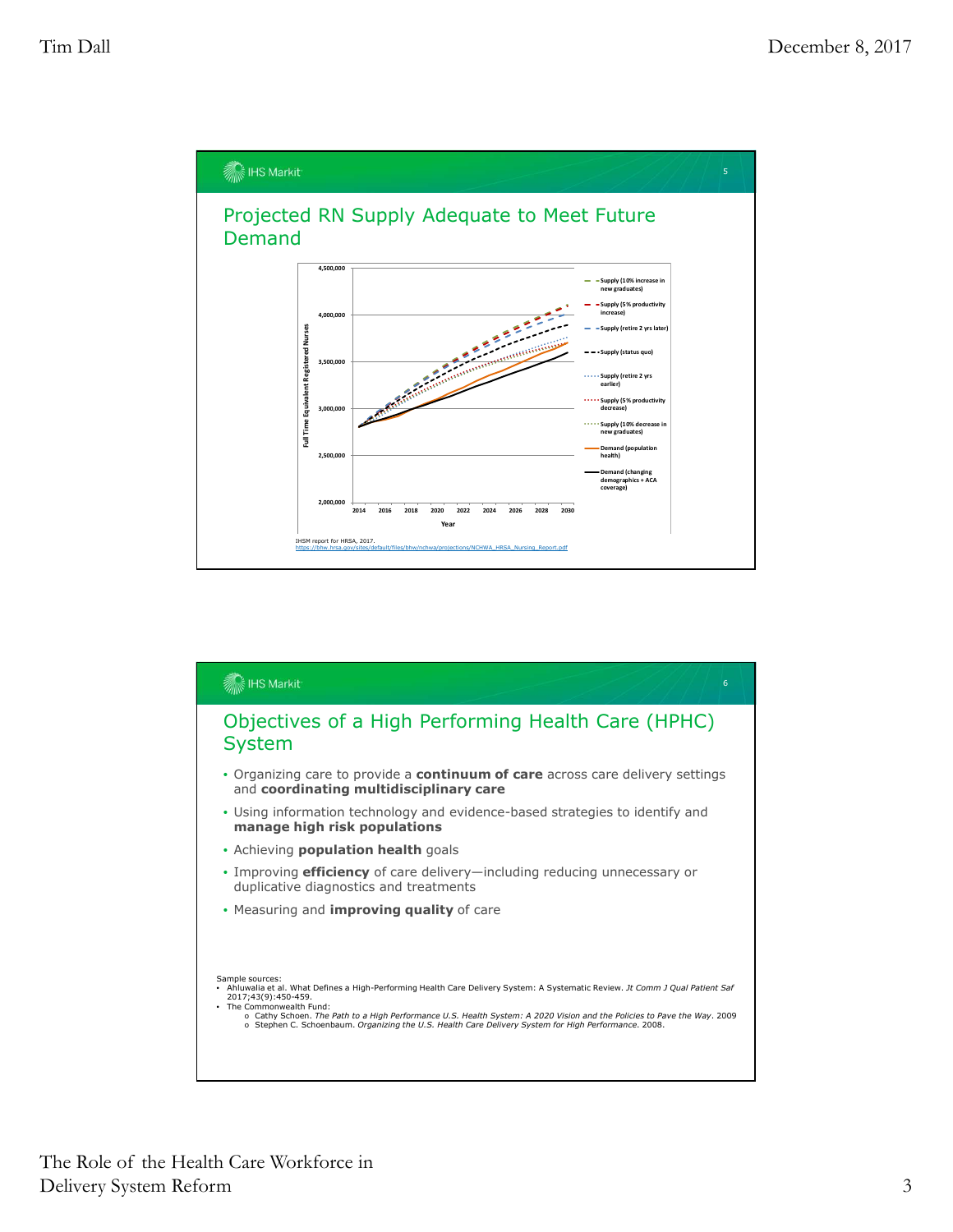## Projected RN Supply Adequate to Meet Future Demand

IHSM report for HRSA, 2017.
https://bhw.hrsa.gov/sites/default/files/bhw/nchwa/projections/NCHWA_HRSA_Nursing_Report.pdf

## Objectives of a High Performing Health Care (HPHC) System

- Organizing care to provide a **continuum of care** across care delivery settings and **coordinating multidisciplinary care**
- Using information technology and evidence-based strategies to identify and **manage high risk populations**
- Achieving **population health** goals
- Improving **efficiency** of care delivery—including reducing unnecessary or duplicative diagnostics and treatments
- Measuring and **improving quality** of care

Sample sources:

- Ahluwalia et al. What Defines a High-Performing Health Care Delivery System: A Systematic Review. *Jt Comm J Qual Patient Saf* 2017;43(9):450-459.
- The Commonwealth Fund:
  - Cathy Schoen. *The Path to a High Performance U.S. Health System: A 2020 Vision and the Policies to Pave the Way*. 2009
  - Stephen C. Schoenbaum. *Organizing the U.S. Health Care Delivery System for High Performance.* 2008.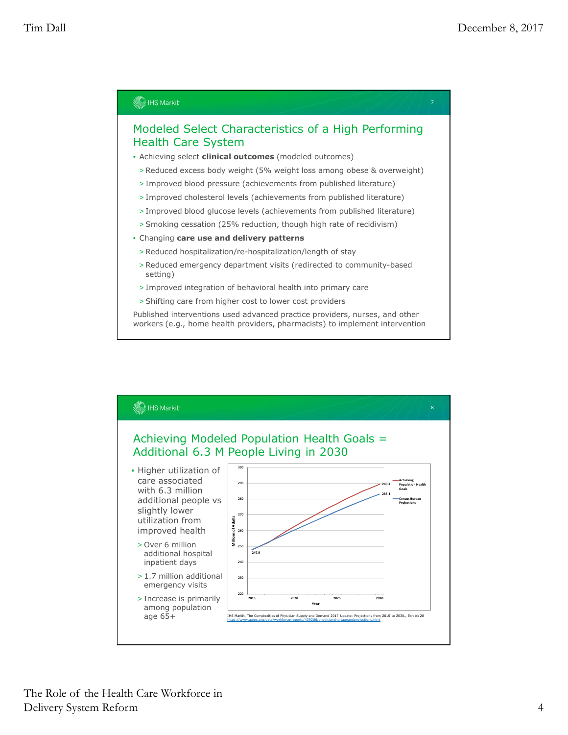## Modeled Select Characteristics of a High Performing Health Care System

- Achieving select **clinical outcomes** (modeled outcomes)
  - > Reduced excess body weight (5% weight loss among obese & overweight)
  - > Improved blood pressure (achievements from published literature)
  - > Improved cholesterol levels (achievements from published literature)
  - > Improved blood glucose levels (achievements from published literature)
  - > Smoking cessation (25% reduction, though high rate of recidivism)
- Changing **care use and delivery patterns**
  - > Reduced hospitalization/re-hospitalization/length of stay
  - > Reduced emergency department visits (redirected to community-based setting)
  - > Improved integration of behavioral health into primary care
  - > Shifting care from higher cost to lower cost providers

Published interventions used advanced practice providers, nurses, and other workers (e.g., home health providers, pharmacists) to implement intervention

## Achieving Modeled Population Health Goals = Additional 6.3 M People Living in 2030

- Higher utilization of care associated with 6.3 million additional people vs slightly lower utilization from improved health
  - > Over 6 million additional hospital inpatient days
  - > 1.7 million additional emergency visits
  - > Increase is primarily among population age 65+

IHS Markit, The Complexities of Physician Supply and Demand 2017 Update: Projections from 2015 to 2030., Exhibit 28
https://www.aamc.org/data/workforce/reports/439206/physicianshortageandprojections.html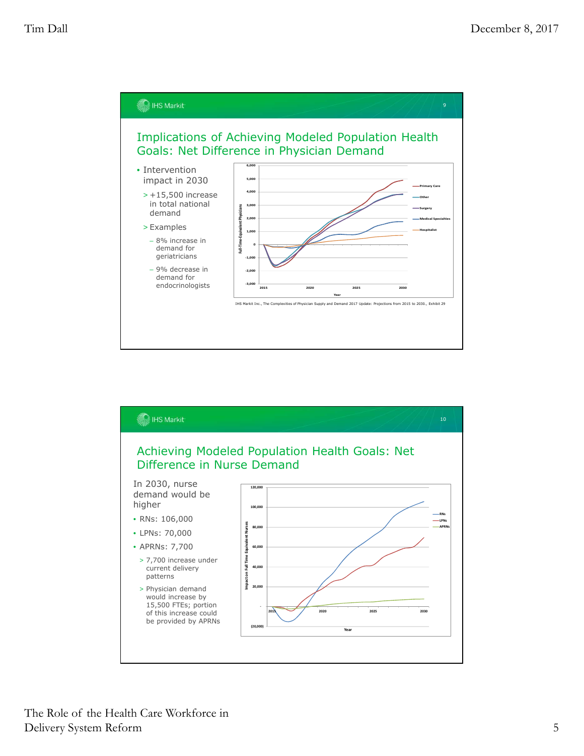## Implications of Achieving Modeled Population Health Goals: Net Difference in Physician Demand

- Intervention impact in 2030
  - +15,500 increase in total national demand
  - Examples
    - 8% increase in demand for geriatricians
    - 9% decrease in demand for endocrinologists

IHS Markit Inc., The Complexities of Physician Supply and Demand 2017 Update: Projections from 2015 to 2030., Exhibit 29

## Achieving Modeled Population Health Goals: Net Difference in Nurse Demand

In 2030, nurse demand would be higher

- RNs: 106,000
- LPNs: 70,000
- APRNs: 7,700
  - 7,700 increase under current delivery patterns
  - Physician demand would increase by 15,500 FTEs; portion of this increase could be provided by APRNs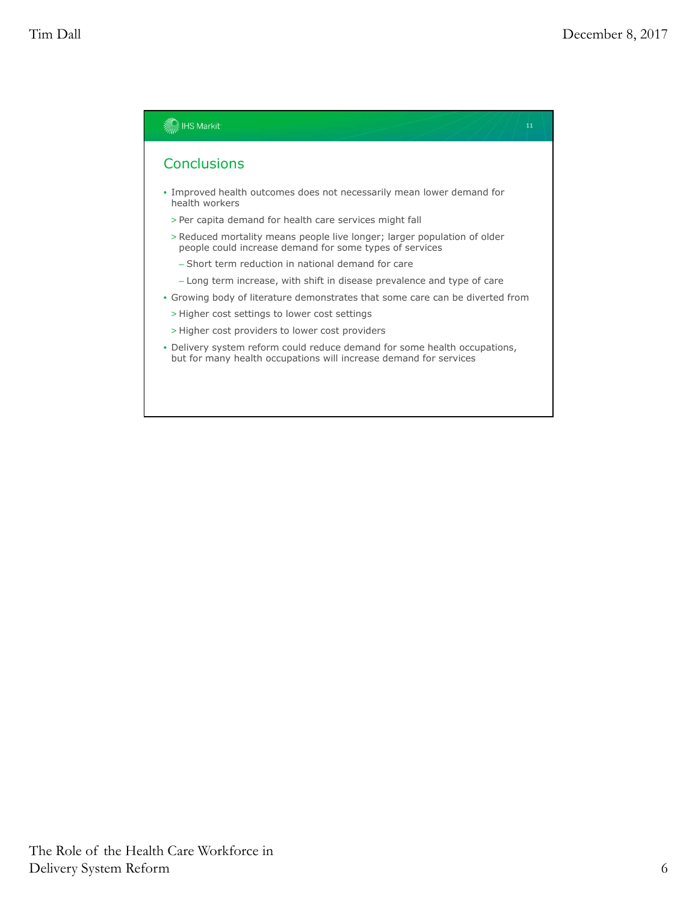## Conclusions

- Improved health outcomes does not necessarily mean lower demand for health workers
  - Per capita demand for health care services might fall
  - Reduced mortality means people live longer; larger population of older people could increase demand for some types of services
    - Short term reduction in national demand for care
    - Long term increase, with shift in disease prevalence and type of care
- Growing body of literature demonstrates that some care can be diverted from
  - Higher cost settings to lower cost settings
  - Higher cost providers to lower cost providers
- Delivery system reform could reduce demand for some health occupations, but for many health occupations will increase demand for services